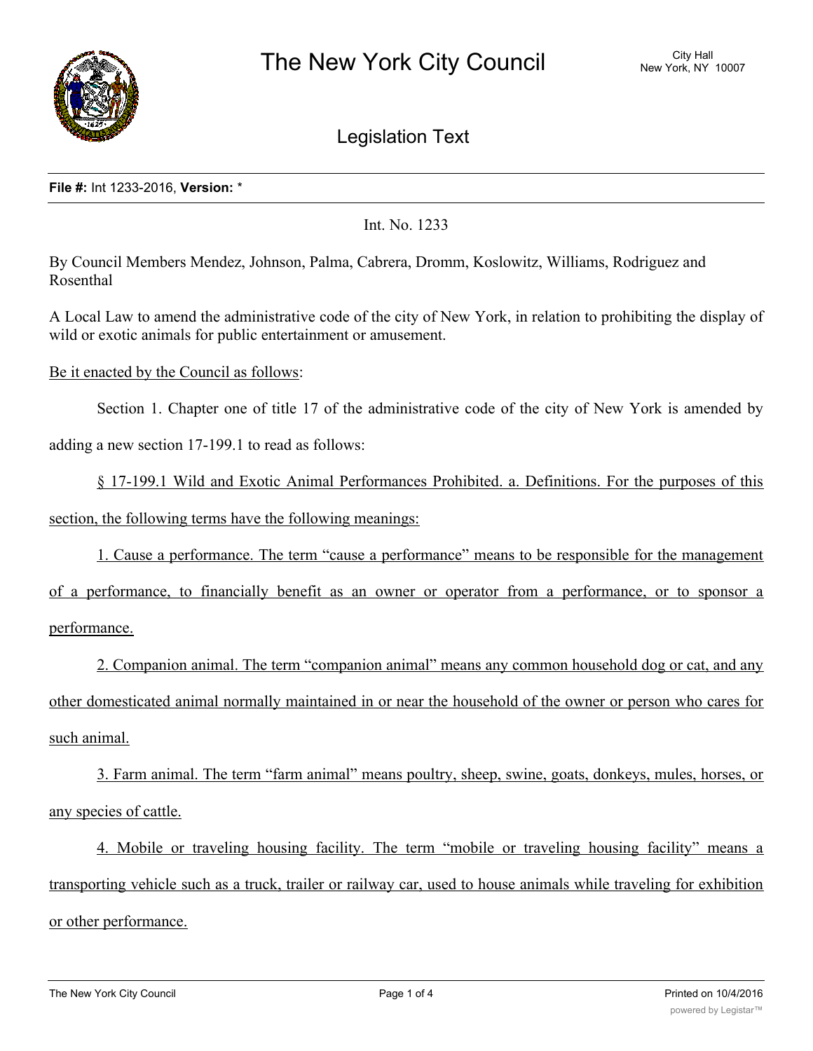# The New York City Council

City Hall
New York, NY 10007

## Legislation Text

**File #:** Int 1233-2016, **Version:** *

Int. No. 1233

By Council Members Mendez, Johnson, Palma, Cabrera, Dromm, Koslowitz, Williams, Rodriguez and Rosenthal

A Local Law to amend the administrative code of the city of New York, in relation to prohibiting the display of wild or exotic animals for public entertainment or amusement.

Be it enacted by the Council as follows:

Section 1. Chapter one of title 17 of the administrative code of the city of New York is amended by adding a new section 17-199.1 to read as follows:

§ 17-199.1 Wild and Exotic Animal Performances Prohibited. a. Definitions. For the purposes of this section, the following terms have the following meanings:

1. Cause a performance. The term "cause a performance" means to be responsible for the management of a performance, to financially benefit as an owner or operator from a performance, or to sponsor a performance.

2. Companion animal. The term "companion animal" means any common household dog or cat, and any other domesticated animal normally maintained in or near the household of the owner or person who cares for such animal.

3. Farm animal. The term "farm animal" means poultry, sheep, swine, goats, donkeys, mules, horses, or any species of cattle.

4. Mobile or traveling housing facility. The term "mobile or traveling housing facility" means a transporting vehicle such as a truck, trailer or railway car, used to house animals while traveling for exhibition or other performance.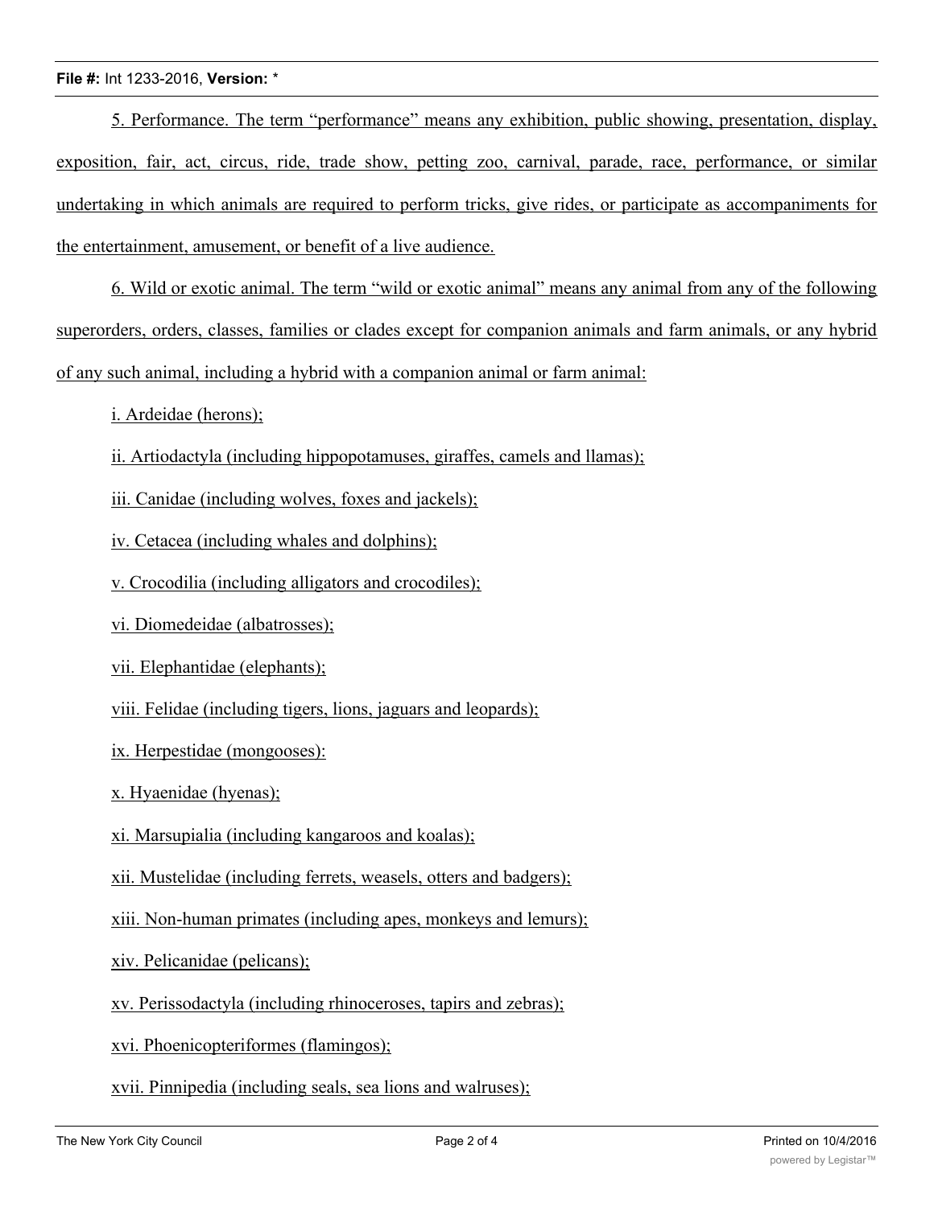5. Performance. The term “performance” means any exhibition, public showing, presentation, display, exposition, fair, act, circus, ride, trade show, petting zoo, carnival, parade, race, performance, or similar undertaking in which animals are required to perform tricks, give rides, or participate as accompaniments for the entertainment, amusement, or benefit of a live audience.

6. Wild or exotic animal. The term “wild or exotic animal” means any animal from any of the following superorders, orders, classes, families or clades except for companion animals and farm animals, or any hybrid of any such animal, including a hybrid with a companion animal or farm animal:

i. Ardeidae (herons);

ii. Artiodactyla (including hippopotamuses, giraffes, camels and llamas);

iii. Canidae (including wolves, foxes and jackels);

iv. Cetacea (including whales and dolphins);

v. Crocodilia (including alligators and crocodiles);

vi. Diomedeidae (albatrosses);

vii. Elephantidae (elephants);

viii. Felidae (including tigers, lions, jaguars and leopards);

ix. Herpestidae (mongooses):

x. Hyaenidae (hyenas);

xi. Marsupialia (including kangaroos and koalas);

xii. Mustelidae (including ferrets, weasels, otters and badgers);

xiii. Non-human primates (including apes, monkeys and lemurs);

xiv. Pelicanidae (pelicans);

xv. Perissodactyla (including rhinoceroses, tapirs and zebras);

xvi. Phoenicopteriformes (flamingos);

xvii. Pinnipedia (including seals, sea lions and walruses);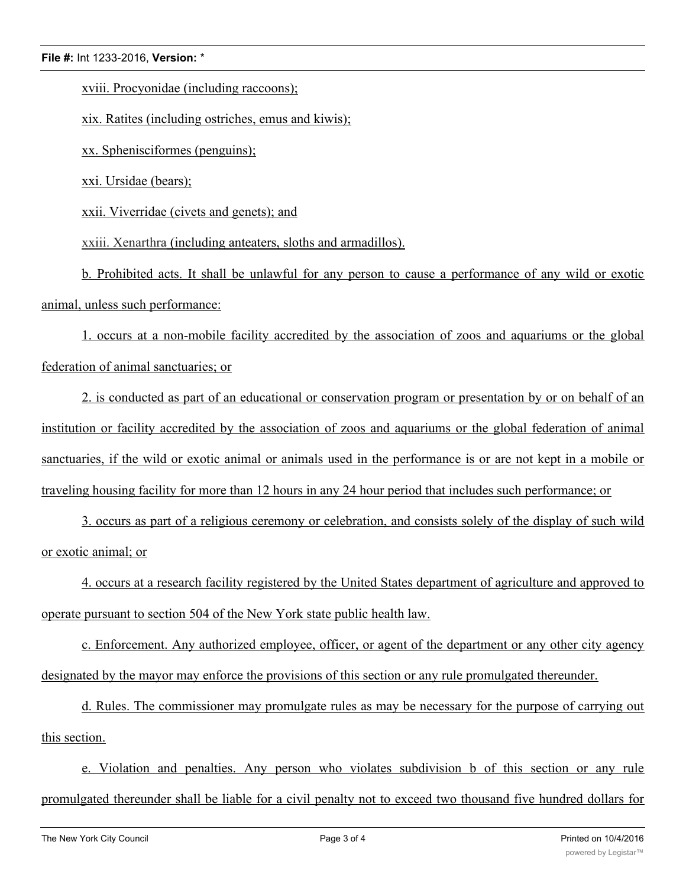xviii. Procyonidae (including raccoons);

xix. Ratites (including ostriches, emus and kiwis);

xx. Sphenisciformes (penguins);

xxi. Ursidae (bears);

xxii. Viverridae (civets and genets); and

xxiii. Xenarthra (including anteaters, sloths and armadillos).

b. Prohibited acts. It shall be unlawful for any person to cause a performance of any wild or exotic animal, unless such performance:

1. occurs at a non-mobile facility accredited by the association of zoos and aquariums or the global federation of animal sanctuaries; or

2. is conducted as part of an educational or conservation program or presentation by or on behalf of an institution or facility accredited by the association of zoos and aquariums or the global federation of animal sanctuaries, if the wild or exotic animal or animals used in the performance is or are not kept in a mobile or traveling housing facility for more than 12 hours in any 24 hour period that includes such performance; or

3. occurs as part of a religious ceremony or celebration, and consists solely of the display of such wild or exotic animal; or

4. occurs at a research facility registered by the United States department of agriculture and approved to operate pursuant to section 504 of the New York state public health law.

c. Enforcement. Any authorized employee, officer, or agent of the department or any other city agency designated by the mayor may enforce the provisions of this section or any rule promulgated thereunder.

d. Rules. The commissioner may promulgate rules as may be necessary for the purpose of carrying out this section.

e. Violation and penalties. Any person who violates subdivision b of this section or any rule promulgated thereunder shall be liable for a civil penalty not to exceed two thousand five hundred dollars for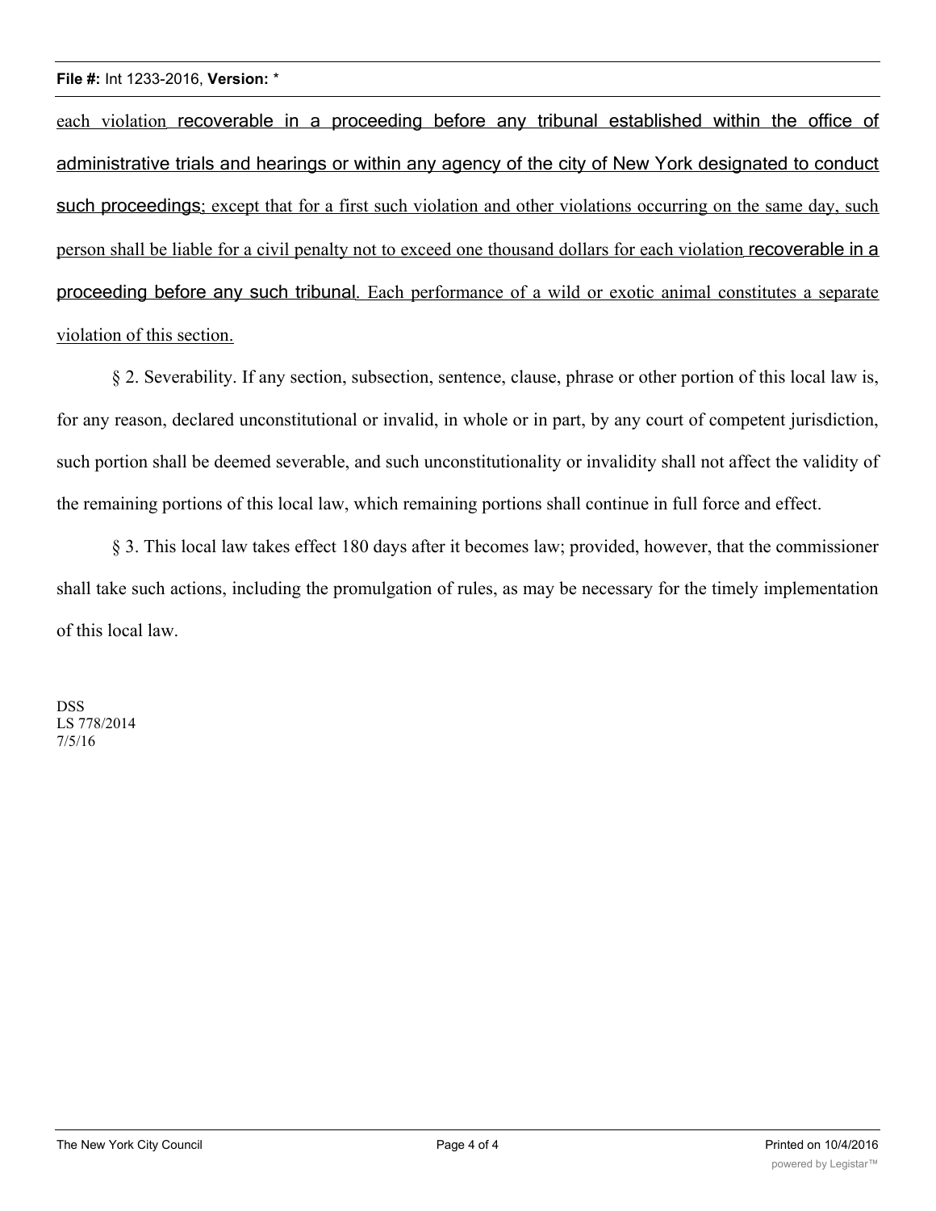each violation recoverable in a proceeding before any tribunal established within the office of administrative trials and hearings or within any agency of the city of New York designated to conduct such proceedings; except that for a first such violation and other violations occurring on the same day, such person shall be liable for a civil penalty not to exceed one thousand dollars for each violation recoverable in a proceeding before any such tribunal. Each performance of a wild or exotic animal constitutes a separate violation of this section.

§ 2. Severability. If any section, subsection, sentence, clause, phrase or other portion of this local law is, for any reason, declared unconstitutional or invalid, in whole or in part, by any court of competent jurisdiction, such portion shall be deemed severable, and such unconstitutionality or invalidity shall not affect the validity of the remaining portions of this local law, which remaining portions shall continue in full force and effect.

§ 3. This local law takes effect 180 days after it becomes law; provided, however, that the commissioner shall take such actions, including the promulgation of rules, as may be necessary for the timely implementation of this local law.

DSS
LS 778/2014
7/5/16